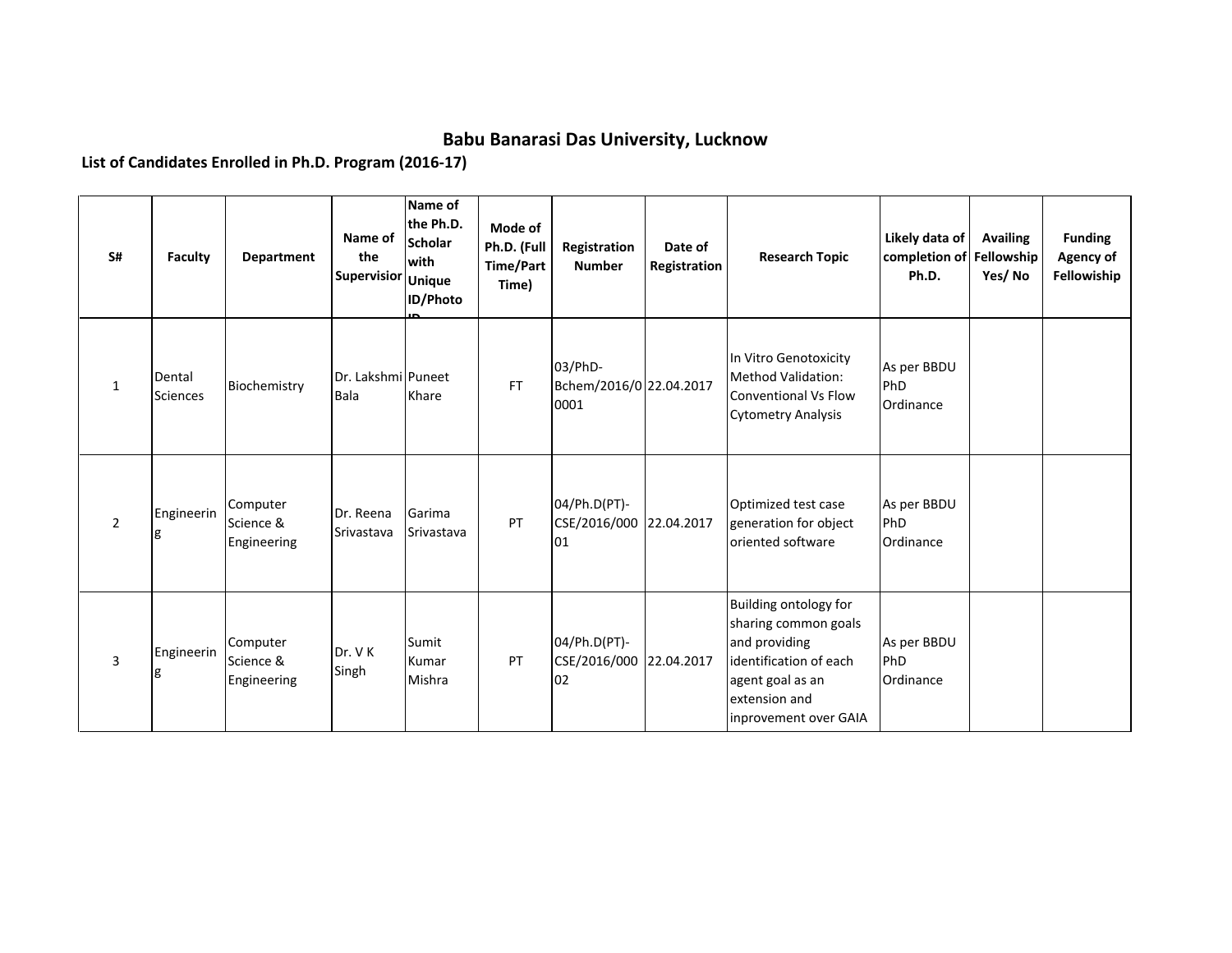# Babu Banarasi Das University, Lucknow

**List of Candidates Enrolled in Ph.D. Program (2016-17)**

| S# | Faculty | Department | Name of the Supervisior | Name of the Ph.D. Scholar with Unique ID/Photo ID | Mode of Ph.D. (Full Time/Part Time) | Registration Number | Date of Registration | Research Topic | Likely data of completion of Ph.D. | Availing Fellowship Yes/ No | Funding Agency of Fellowship |
|---|---|---|---|---|---|---|---|---|---|---|---|
| 1 | Dental Sciences | Biochemistry | Dr. Lakshmi Bala | Puneet Khare | FT | 03/PhD-Bchem/2016/00001 | 22.04.2017 | In Vitro Genotoxicity Method Validation: Conventional Vs Flow Cytometry Analysis | As per BBDU PhD Ordinance | | |
| 2 | Engineering | Computer Science & Engineering | Dr. Reena Srivastava | Garima Srivastava | PT | 04/Ph.D(PT)-CSE/2016/00001 | 22.04.2017 | Optimized test case generation for object oriented software | As per BBDU PhD Ordinance | | |
| 3 | Engineering | Computer Science & Engineering | Dr. V K Singh | Sumit Kumar Mishra | PT | 04/Ph.D(PT)-CSE/2016/00002 | 22.04.2017 | Building ontology for sharing common goals and providing identification of each agent goal as an extension and inprovement over GAIA | As per BBDU PhD Ordinance | | |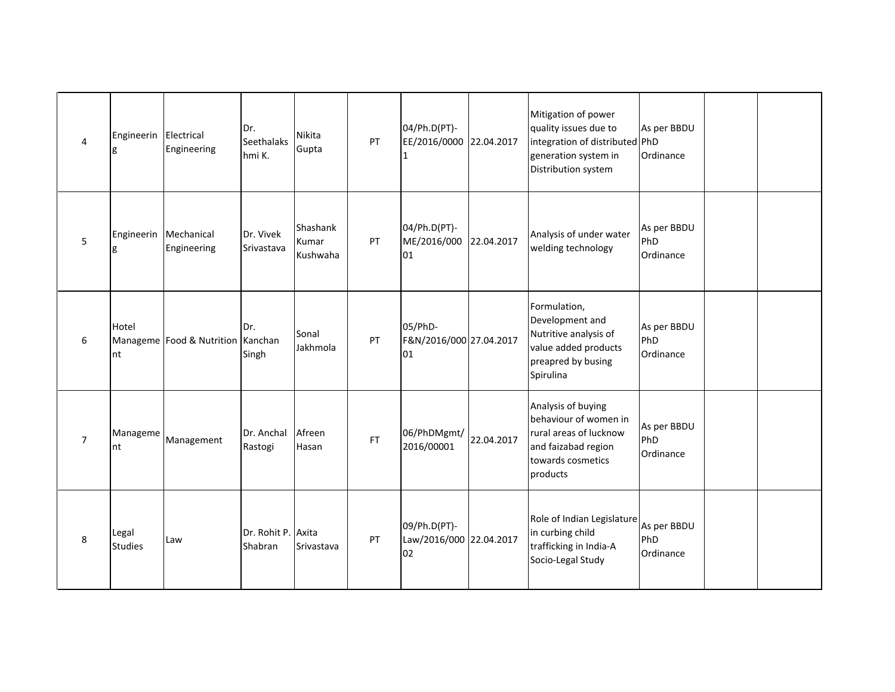| 4 | Engineering | Electrical Engineering | Dr. Seethalakshmi K. | Nikita Gupta | PT | 04/Ph.D(PT)-EE/2016/00001 | 22.04.2017 | Mitigation of power quality issues due to integration of distributed generation system in Distribution system | As per BBDU PhD Ordinance | | |
|---|---|---|---|---|---|---|---|---|---|---|---|
| 5 | Engineering | Mechanical Engineering | Dr. Vivek Srivastava | Shashank Kumar Kushwaha | PT | 04/Ph.D(PT)-ME/2016/00001 | 22.04.2017 | Analysis of under water welding technology | As per BBDU PhD Ordinance | | |
| 6 | Hotel Management | Food & Nutrition | Dr. Kanchan Singh | Sonal Jakhmola | PT | 05/PhD-F&N/2016/00001 | 27.04.2017 | Formulation, Development and Nutritive analysis of value added products preapred by busing Spirulina | As per BBDU PhD Ordinance | | |
| 7 | Management | Management | Dr. Anchal Rastogi | Afreen Hasan | FT | 06/PhDMgmt/2016/00001 | 22.04.2017 | Analysis of buying behaviour of women in rural areas of lucknow and faizabad region towards cosmetics products | As per BBDU PhD Ordinance | | |
| 8 | Legal Studies | Law | Dr. Rohit P. Shabran | Axita Srivastava | PT | 09/Ph.D(PT)-Law/2016/00002 | 22.04.2017 | Role of Indian Legislature in curbing child trafficking in India-A Socio-Legal Study | As per BBDU PhD Ordinance | | |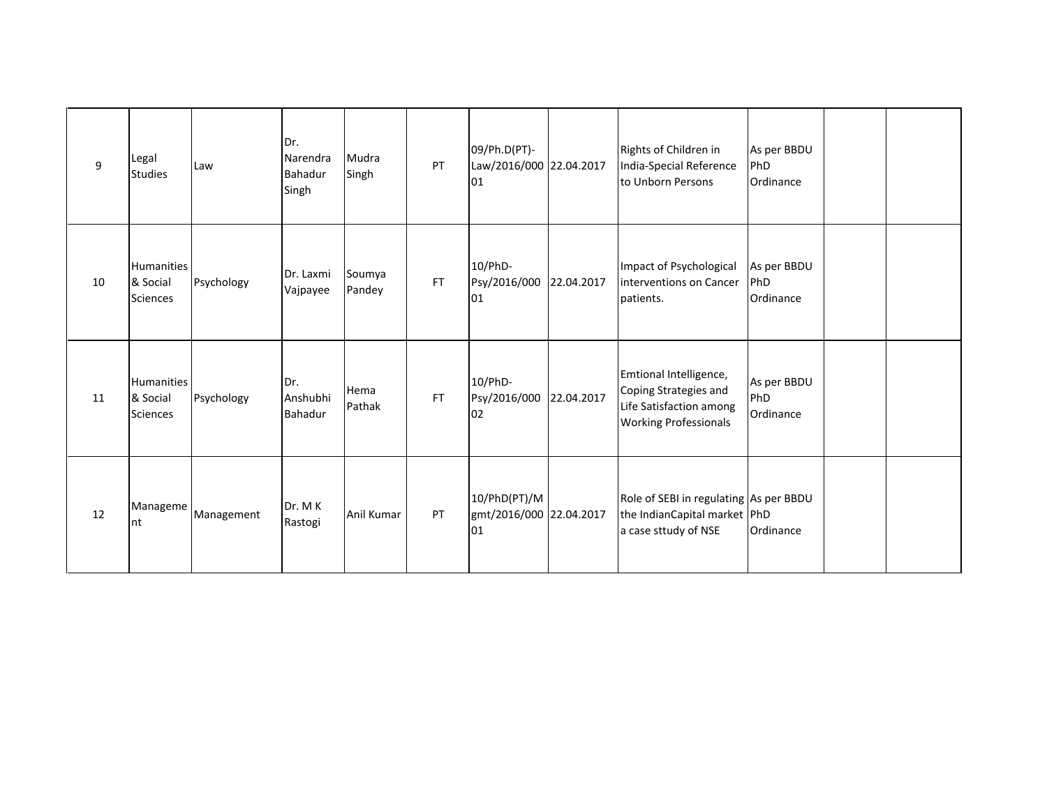| | | | | | | | | | | | |
|---|---|---|---|---|---|---|---|---|---|---|---|
| 9 | Legal Studies | Law | Dr. Narendra Bahadur Singh | Mudra Singh | PT | 09/Ph.D(PT)-Law/2016/00001 | 22.04.2017 | Rights of Children in India-Special Reference to Unborn Persons | As per BBDU PhD Ordinance | | |
| 10 | Humanities & Social Sciences | Psychology | Dr. Laxmi Vajpayee | Soumya Pandey | FT | 10/PhD-Psy/2016/00001 | 22.04.2017 | Impact of Psychological interventions on Cancer patients. | As per BBDU PhD Ordinance | | |
| 11 | Humanities & Social Sciences | Psychology | Dr. Anshubhi Bahadur | Hema Pathak | FT | 10/PhD-Psy/2016/00002 | 22.04.2017 | Emtional Intelligence, Coping Strategies and Life Satisfaction among Working Professionals | As per BBDU PhD Ordinance | | |
| 12 | Management | Management | Dr. M K Rastogi | Anil Kumar | PT | 10/PhD(PT)/Mgmt/2016/00001 | 22.04.2017 | Role of SEBI in regulating the IndianCapital market a case sttudy of NSE | As per BBDU PhD Ordinance | | |